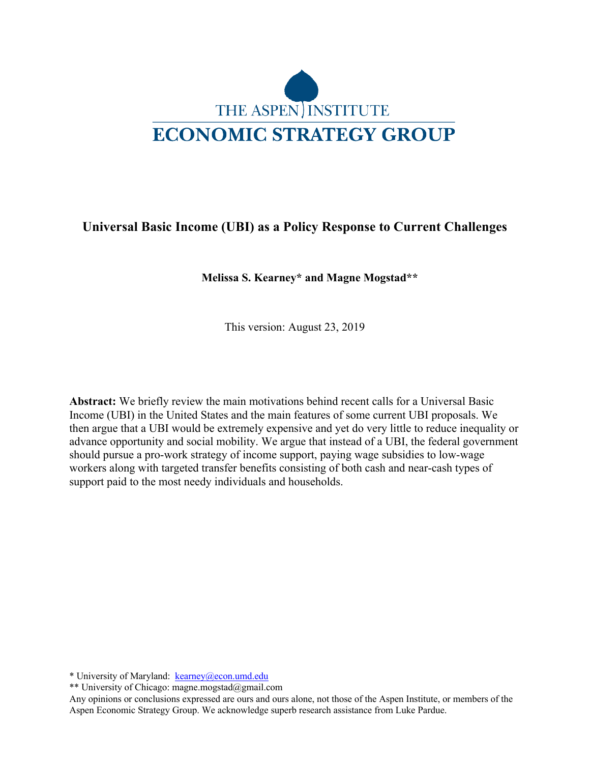THE ASPEN INSTITUTE

ECONOMIC STRATEGY GROUP

# Universal Basic Income (UBI) as a Policy Response to Current Challenges

**Melissa S. Kearney\* and Magne Mogstad\*\***

This version: August 23, 2019

**Abstract:** We briefly review the main motivations behind recent calls for a Universal Basic Income (UBI) in the United States and the main features of some current UBI proposals. We then argue that a UBI would be extremely expensive and yet do very little to reduce inequality or advance opportunity and social mobility. We argue that instead of a UBI, the federal government should pursue a pro-work strategy of income support, paying wage subsidies to low-wage workers along with targeted transfer benefits consisting of both cash and near-cash types of support paid to the most needy individuals and households.

\* University of Maryland: kearney@econ.umd.edu

\*\* University of Chicago: magne.mogstad@gmail.com

Any opinions or conclusions expressed are ours and ours alone, not those of the Aspen Institute, or members of the Aspen Economic Strategy Group. We acknowledge superb research assistance from Luke Pardue.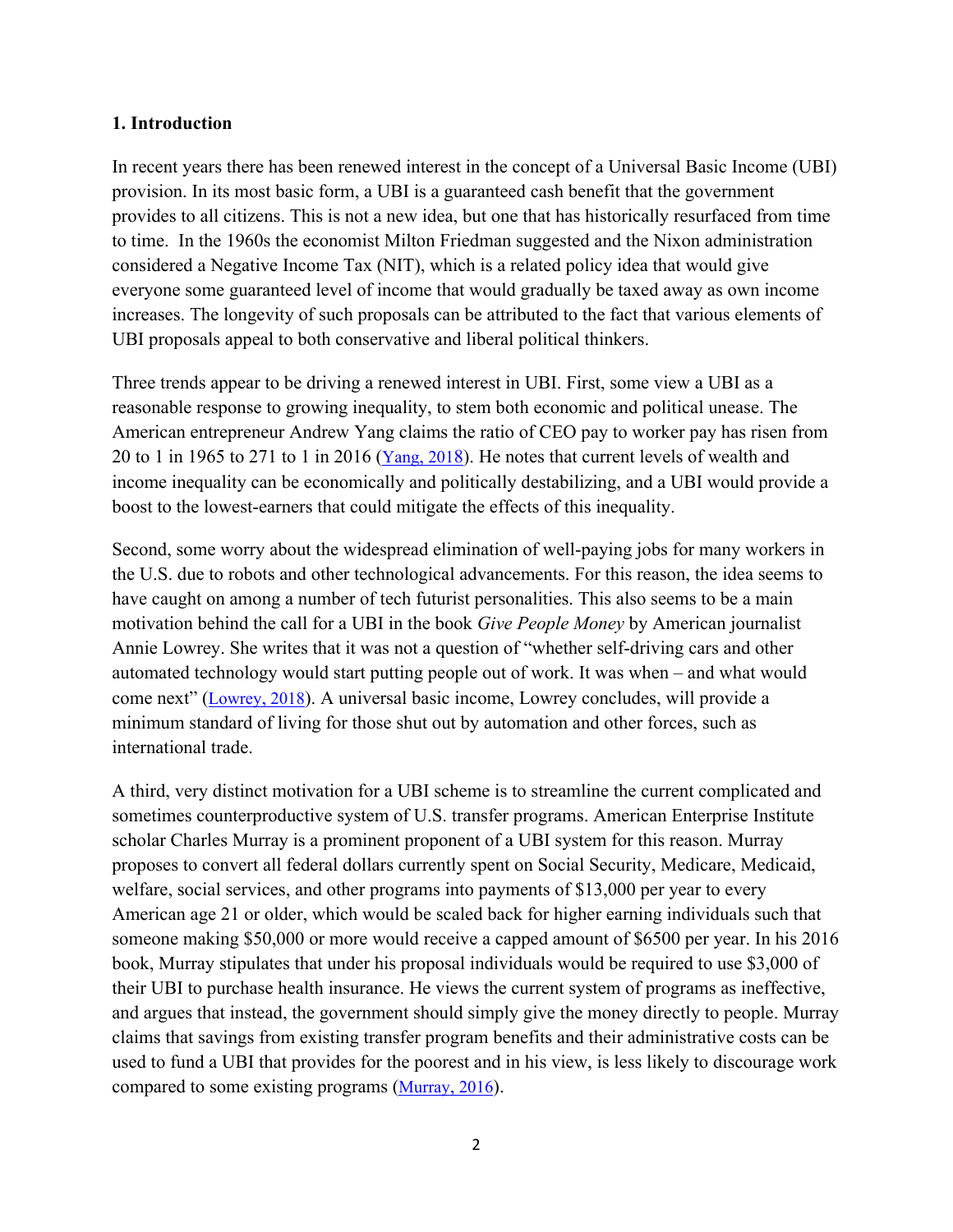## 1. Introduction

In recent years there has been renewed interest in the concept of a Universal Basic Income (UBI) provision. In its most basic form, a UBI is a guaranteed cash benefit that the government provides to all citizens. This is not a new idea, but one that has historically resurfaced from time to time. In the 1960s the economist Milton Friedman suggested and the Nixon administration considered a Negative Income Tax (NIT), which is a related policy idea that would give everyone some guaranteed level of income that would gradually be taxed away as own income increases. The longevity of such proposals can be attributed to the fact that various elements of UBI proposals appeal to both conservative and liberal political thinkers.

Three trends appear to be driving a renewed interest in UBI. First, some view a UBI as a reasonable response to growing inequality, to stem both economic and political unease. The American entrepreneur Andrew Yang claims the ratio of CEO pay to worker pay has risen from 20 to 1 in 1965 to 271 to 1 in 2016 (Yang, 2018). He notes that current levels of wealth and income inequality can be economically and politically destabilizing, and a UBI would provide a boost to the lowest-earners that could mitigate the effects of this inequality.

Second, some worry about the widespread elimination of well-paying jobs for many workers in the U.S. due to robots and other technological advancements. For this reason, the idea seems to have caught on among a number of tech futurist personalities. This also seems to be a main motivation behind the call for a UBI in the book *Give People Money* by American journalist Annie Lowrey. She writes that it was not a question of "whether self-driving cars and other automated technology would start putting people out of work. It was when – and what would come next" (Lowrey, 2018). A universal basic income, Lowrey concludes, will provide a minimum standard of living for those shut out by automation and other forces, such as international trade.

A third, very distinct motivation for a UBI scheme is to streamline the current complicated and sometimes counterproductive system of U.S. transfer programs. American Enterprise Institute scholar Charles Murray is a prominent proponent of a UBI system for this reason. Murray proposes to convert all federal dollars currently spent on Social Security, Medicare, Medicaid, welfare, social services, and other programs into payments of $13,000 per year to every American age 21 or older, which would be scaled back for higher earning individuals such that someone making $50,000 or more would receive a capped amount of $6500 per year. In his 2016 book, Murray stipulates that under his proposal individuals would be required to use $3,000 of their UBI to purchase health insurance. He views the current system of programs as ineffective, and argues that instead, the government should simply give the money directly to people. Murray claims that savings from existing transfer program benefits and their administrative costs can be used to fund a UBI that provides for the poorest and in his view, is less likely to discourage work compared to some existing programs (Murray, 2016).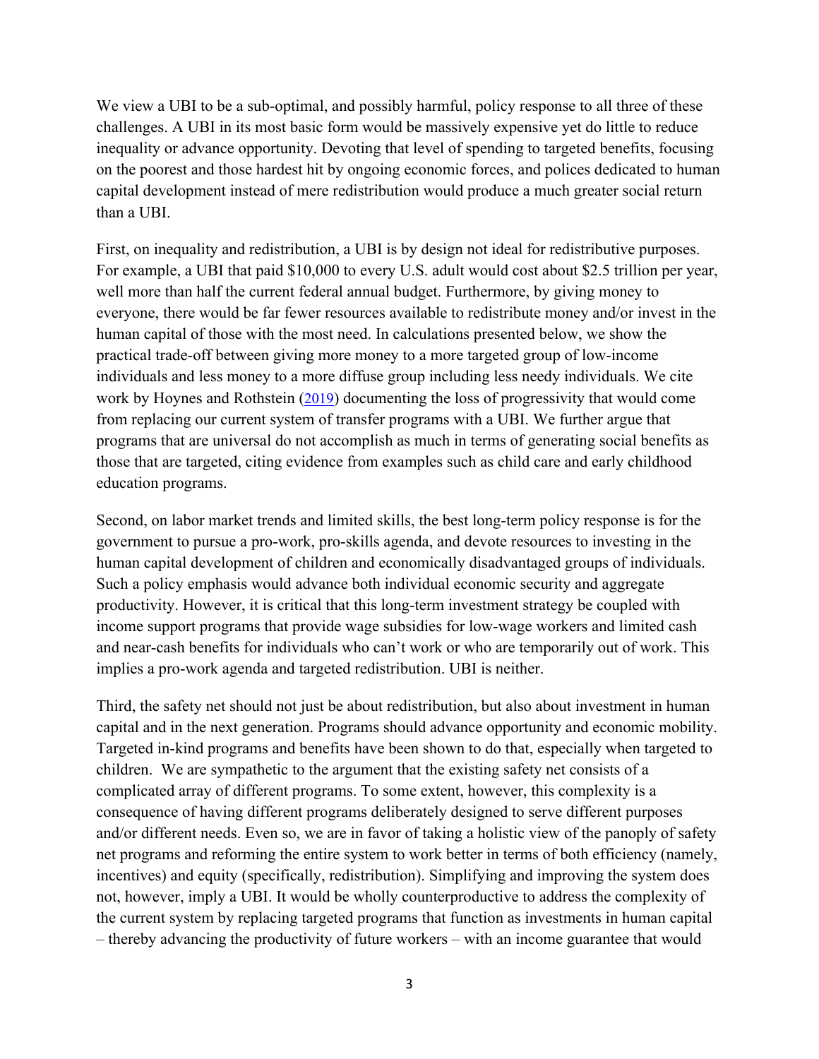We view a UBI to be a sub-optimal, and possibly harmful, policy response to all three of these challenges. A UBI in its most basic form would be massively expensive yet do little to reduce inequality or advance opportunity. Devoting that level of spending to targeted benefits, focusing on the poorest and those hardest hit by ongoing economic forces, and polices dedicated to human capital development instead of mere redistribution would produce a much greater social return than a UBI.

First, on inequality and redistribution, a UBI is by design not ideal for redistributive purposes. For example, a UBI that paid $10,000 to every U.S. adult would cost about $2.5 trillion per year, well more than half the current federal annual budget. Furthermore, by giving money to everyone, there would be far fewer resources available to redistribute money and/or invest in the human capital of those with the most need. In calculations presented below, we show the practical trade-off between giving more money to a more targeted group of low-income individuals and less money to a more diffuse group including less needy individuals. We cite work by Hoynes and Rothstein (2019) documenting the loss of progressivity that would come from replacing our current system of transfer programs with a UBI. We further argue that programs that are universal do not accomplish as much in terms of generating social benefits as those that are targeted, citing evidence from examples such as child care and early childhood education programs.

Second, on labor market trends and limited skills, the best long-term policy response is for the government to pursue a pro-work, pro-skills agenda, and devote resources to investing in the human capital development of children and economically disadvantaged groups of individuals. Such a policy emphasis would advance both individual economic security and aggregate productivity. However, it is critical that this long-term investment strategy be coupled with income support programs that provide wage subsidies for low-wage workers and limited cash and near-cash benefits for individuals who can't work or who are temporarily out of work. This implies a pro-work agenda and targeted redistribution. UBI is neither.

Third, the safety net should not just be about redistribution, but also about investment in human capital and in the next generation. Programs should advance opportunity and economic mobility. Targeted in-kind programs and benefits have been shown to do that, especially when targeted to children. We are sympathetic to the argument that the existing safety net consists of a complicated array of different programs. To some extent, however, this complexity is a consequence of having different programs deliberately designed to serve different purposes and/or different needs. Even so, we are in favor of taking a holistic view of the panoply of safety net programs and reforming the entire system to work better in terms of both efficiency (namely, incentives) and equity (specifically, redistribution). Simplifying and improving the system does not, however, imply a UBI. It would be wholly counterproductive to address the complexity of the current system by replacing targeted programs that function as investments in human capital – thereby advancing the productivity of future workers – with an income guarantee that would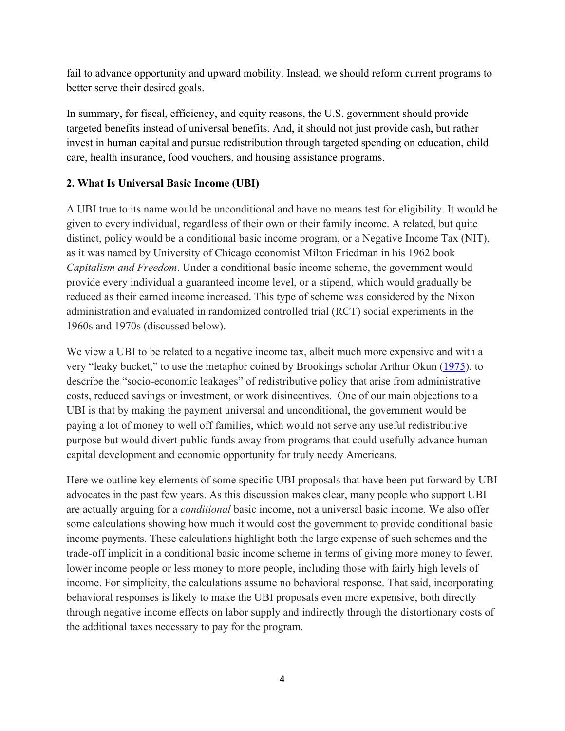fail to advance opportunity and upward mobility. Instead, we should reform current programs to better serve their desired goals.

In summary, for fiscal, efficiency, and equity reasons, the U.S. government should provide targeted benefits instead of universal benefits. And, it should not just provide cash, but rather invest in human capital and pursue redistribution through targeted spending on education, child care, health insurance, food vouchers, and housing assistance programs.

## 2. What Is Universal Basic Income (UBI)

A UBI true to its name would be unconditional and have no means test for eligibility. It would be given to every individual, regardless of their own or their family income. A related, but quite distinct, policy would be a conditional basic income program, or a Negative Income Tax (NIT), as it was named by University of Chicago economist Milton Friedman in his 1962 book *Capitalism and Freedom*. Under a conditional basic income scheme, the government would provide every individual a guaranteed income level, or a stipend, which would gradually be reduced as their earned income increased. This type of scheme was considered by the Nixon administration and evaluated in randomized controlled trial (RCT) social experiments in the 1960s and 1970s (discussed below).

We view a UBI to be related to a negative income tax, albeit much more expensive and with a very "leaky bucket," to use the metaphor coined by Brookings scholar Arthur Okun (1975). to describe the "socio-economic leakages" of redistributive policy that arise from administrative costs, reduced savings or investment, or work disincentives. One of our main objections to a UBI is that by making the payment universal and unconditional, the government would be paying a lot of money to well off families, which would not serve any useful redistributive purpose but would divert public funds away from programs that could usefully advance human capital development and economic opportunity for truly needy Americans.

Here we outline key elements of some specific UBI proposals that have been put forward by UBI advocates in the past few years. As this discussion makes clear, many people who support UBI are actually arguing for a *conditional* basic income, not a universal basic income. We also offer some calculations showing how much it would cost the government to provide conditional basic income payments. These calculations highlight both the large expense of such schemes and the trade-off implicit in a conditional basic income scheme in terms of giving more money to fewer, lower income people or less money to more people, including those with fairly high levels of income. For simplicity, the calculations assume no behavioral response. That said, incorporating behavioral responses is likely to make the UBI proposals even more expensive, both directly through negative income effects on labor supply and indirectly through the distortionary costs of the additional taxes necessary to pay for the program.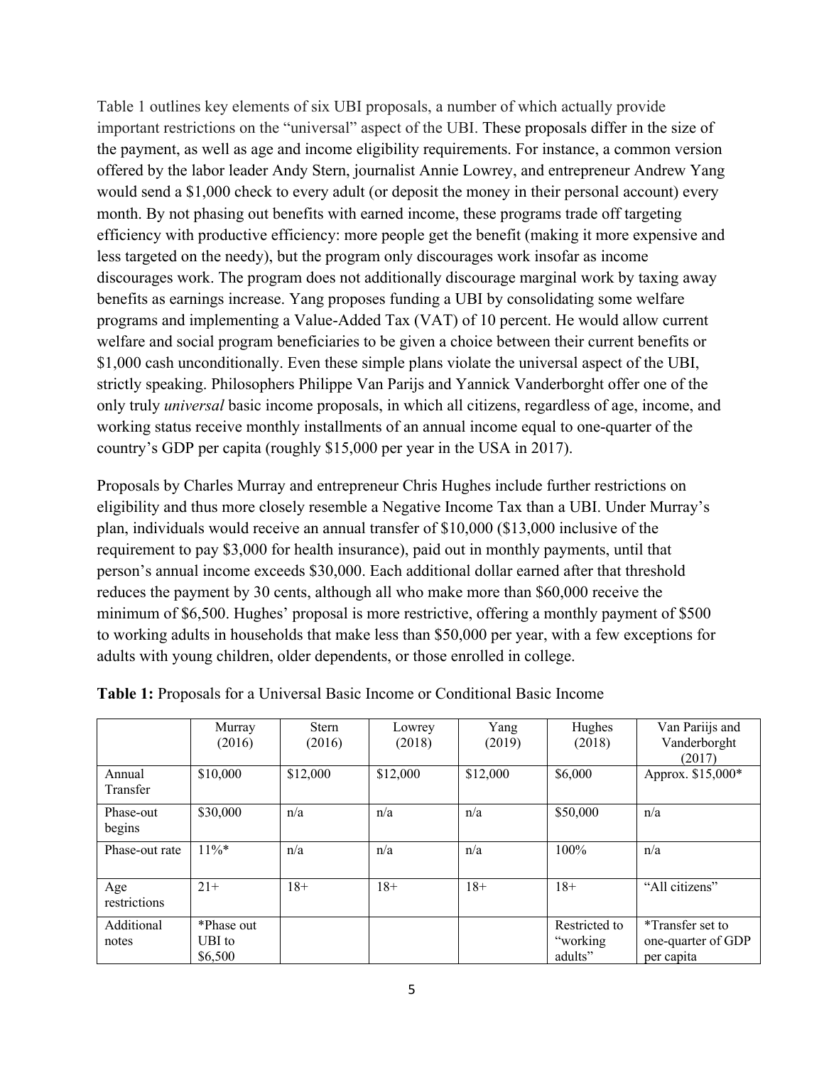Table 1 outlines key elements of six UBI proposals, a number of which actually provide important restrictions on the "universal" aspect of the UBI. These proposals differ in the size of the payment, as well as age and income eligibility requirements. For instance, a common version offered by the labor leader Andy Stern, journalist Annie Lowrey, and entrepreneur Andrew Yang would send a $1,000 check to every adult (or deposit the money in their personal account) every month. By not phasing out benefits with earned income, these programs trade off targeting efficiency with productive efficiency: more people get the benefit (making it more expensive and less targeted on the needy), but the program only discourages work insofar as income discourages work. The program does not additionally discourage marginal work by taxing away benefits as earnings increase. Yang proposes funding a UBI by consolidating some welfare programs and implementing a Value-Added Tax (VAT) of 10 percent. He would allow current welfare and social program beneficiaries to be given a choice between their current benefits or $1,000 cash unconditionally. Even these simple plans violate the universal aspect of the UBI, strictly speaking. Philosophers Philippe Van Parijs and Yannick Vanderborght offer one of the only truly *universal* basic income proposals, in which all citizens, regardless of age, income, and working status receive monthly installments of an annual income equal to one-quarter of the country's GDP per capita (roughly $15,000 per year in the USA in 2017).

Proposals by Charles Murray and entrepreneur Chris Hughes include further restrictions on eligibility and thus more closely resemble a Negative Income Tax than a UBI. Under Murray's plan, individuals would receive an annual transfer of $10,000 ($13,000 inclusive of the requirement to pay $3,000 for health insurance), paid out in monthly payments, until that person's annual income exceeds $30,000. Each additional dollar earned after that threshold reduces the payment by 30 cents, although all who make more than $60,000 receive the minimum of $6,500. Hughes' proposal is more restrictive, offering a monthly payment of $500 to working adults in households that make less than $50,000 per year, with a few exceptions for adults with young children, older dependents, or those enrolled in college.

**Table 1:** Proposals for a Universal Basic Income or Conditional Basic Income

| | Murray (2016) | Stern (2016) | Lowrey (2018) | Yang (2019) | Hughes (2018) | Van Parijs and Vanderborght (2017) |
|---|---|---|---|---|---|---|
| Annual Transfer | $10,000 | $12,000 | $12,000 | $12,000 | $6,000 | Approx. $15,000* |
| Phase-out begins | $30,000 | n/a | n/a | n/a | $50,000 | n/a |
| Phase-out rate | 11%* | n/a | n/a | n/a | 100% | n/a |
| Age restrictions | 21+ | 18+ | 18+ | 18+ | 18+ | "All citizens" |
| Additional notes | *Phase out UBI to $6,500 | | | | Restricted to "working adults" | *Transfer set to one-quarter of GDP per capita |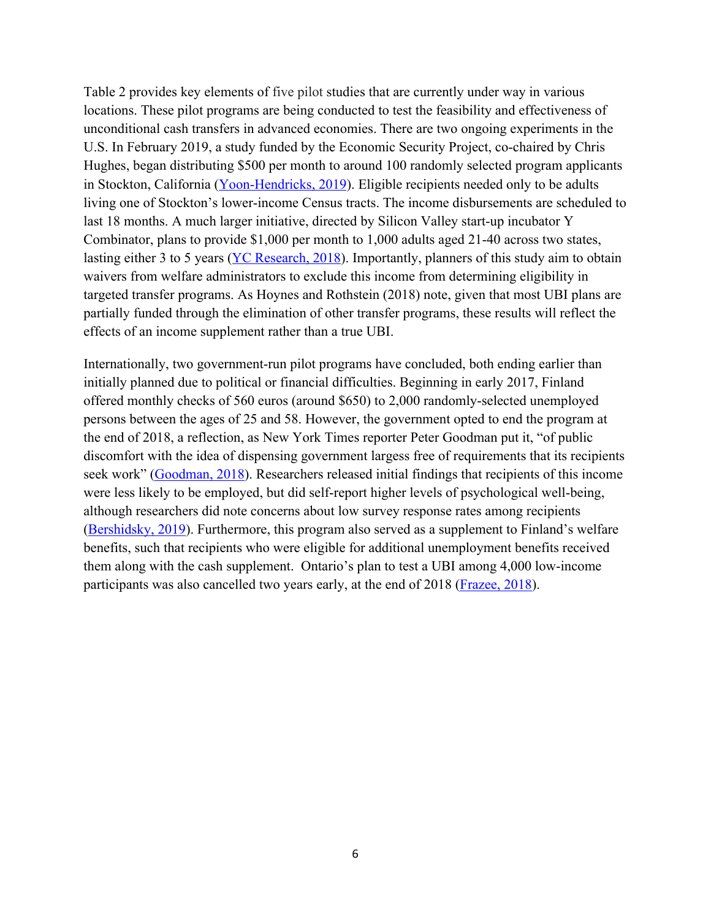Table 2 provides key elements of five pilot studies that are currently under way in various locations. These pilot programs are being conducted to test the feasibility and effectiveness of unconditional cash transfers in advanced economies. There are two ongoing experiments in the U.S. In February 2019, a study funded by the Economic Security Project, co-chaired by Chris Hughes, began distributing $500 per month to around 100 randomly selected program applicants in Stockton, California (Yoon-Hendricks, 2019). Eligible recipients needed only to be adults living one of Stockton's lower-income Census tracts. The income disbursements are scheduled to last 18 months. A much larger initiative, directed by Silicon Valley start-up incubator Y Combinator, plans to provide $1,000 per month to 1,000 adults aged 21-40 across two states, lasting either 3 to 5 years (YC Research, 2018). Importantly, planners of this study aim to obtain waivers from welfare administrators to exclude this income from determining eligibility in targeted transfer programs. As Hoynes and Rothstein (2018) note, given that most UBI plans are partially funded through the elimination of other transfer programs, these results will reflect the effects of an income supplement rather than a true UBI.

Internationally, two government-run pilot programs have concluded, both ending earlier than initially planned due to political or financial difficulties. Beginning in early 2017, Finland offered monthly checks of 560 euros (around $650) to 2,000 randomly-selected unemployed persons between the ages of 25 and 58. However, the government opted to end the program at the end of 2018, a reflection, as New York Times reporter Peter Goodman put it, "of public discomfort with the idea of dispensing government largess free of requirements that its recipients seek work" (Goodman, 2018). Researchers released initial findings that recipients of this income were less likely to be employed, but did self-report higher levels of psychological well-being, although researchers did note concerns about low survey response rates among recipients (Bershidsky, 2019). Furthermore, this program also served as a supplement to Finland's welfare benefits, such that recipients who were eligible for additional unemployment benefits received them along with the cash supplement. Ontario's plan to test a UBI among 4,000 low-income participants was also cancelled two years early, at the end of 2018 (Frazee, 2018).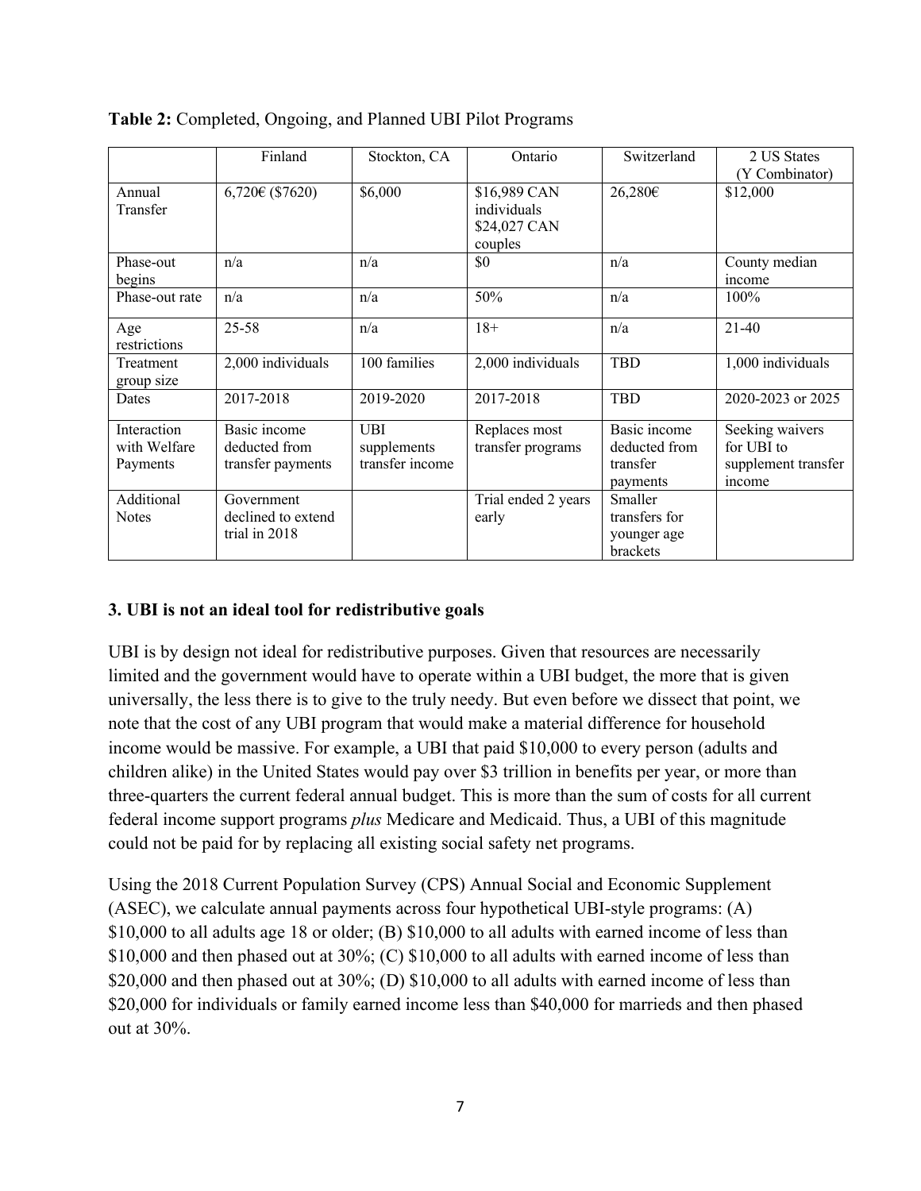**Table 2:** Completed, Ongoing, and Planned UBI Pilot Programs

| | Finland | Stockton, CA | Ontario | Switzerland | 2 US States (Y Combinator) |
|---|---|---|---|---|---|
| Annual Transfer | 6,720€ ($7620) | $6,000 | $16,989 CAN individuals $24,027 CAN couples | 26,280€ | $12,000 |
| Phase-out begins | n/a | n/a | $0 | n/a | County median income |
| Phase-out rate | n/a | n/a | 50% | n/a | 100% |
| Age restrictions | 25-58 | n/a | 18+ | n/a | 21-40 |
| Treatment group size | 2,000 individuals | 100 families | 2,000 individuals | TBD | 1,000 individuals |
| Dates | 2017-2018 | 2019-2020 | 2017-2018 | TBD | 2020-2023 or 2025 |
| Interaction with Welfare Payments | Basic income deducted from transfer payments | UBI supplements transfer income | Replaces most transfer programs | Basic income deducted from transfer payments | Seeking waivers for UBI to supplement transfer income |
| Additional Notes | Government declined to extend trial in 2018 | | Trial ended 2 years early | Smaller transfers for younger age brackets | |

### 3. UBI is not an ideal tool for redistributive goals

UBI is by design not ideal for redistributive purposes. Given that resources are necessarily limited and the government would have to operate within a UBI budget, the more that is given universally, the less there is to give to the truly needy. But even before we dissect that point, we note that the cost of any UBI program that would make a material difference for household income would be massive. For example, a UBI that paid $10,000 to every person (adults and children alike) in the United States would pay over $3 trillion in benefits per year, or more than three-quarters the current federal annual budget. This is more than the sum of costs for all current federal income support programs *plus* Medicare and Medicaid. Thus, a UBI of this magnitude could not be paid for by replacing all existing social safety net programs.

Using the 2018 Current Population Survey (CPS) Annual Social and Economic Supplement (ASEC), we calculate annual payments across four hypothetical UBI-style programs: (A) $10,000 to all adults age 18 or older; (B) $10,000 to all adults with earned income of less than $10,000 and then phased out at 30%; (C) $10,000 to all adults with earned income of less than $20,000 and then phased out at 30%; (D) $10,000 to all adults with earned income of less than $20,000 for individuals or family earned income less than $40,000 for marrieds and then phased out at 30%.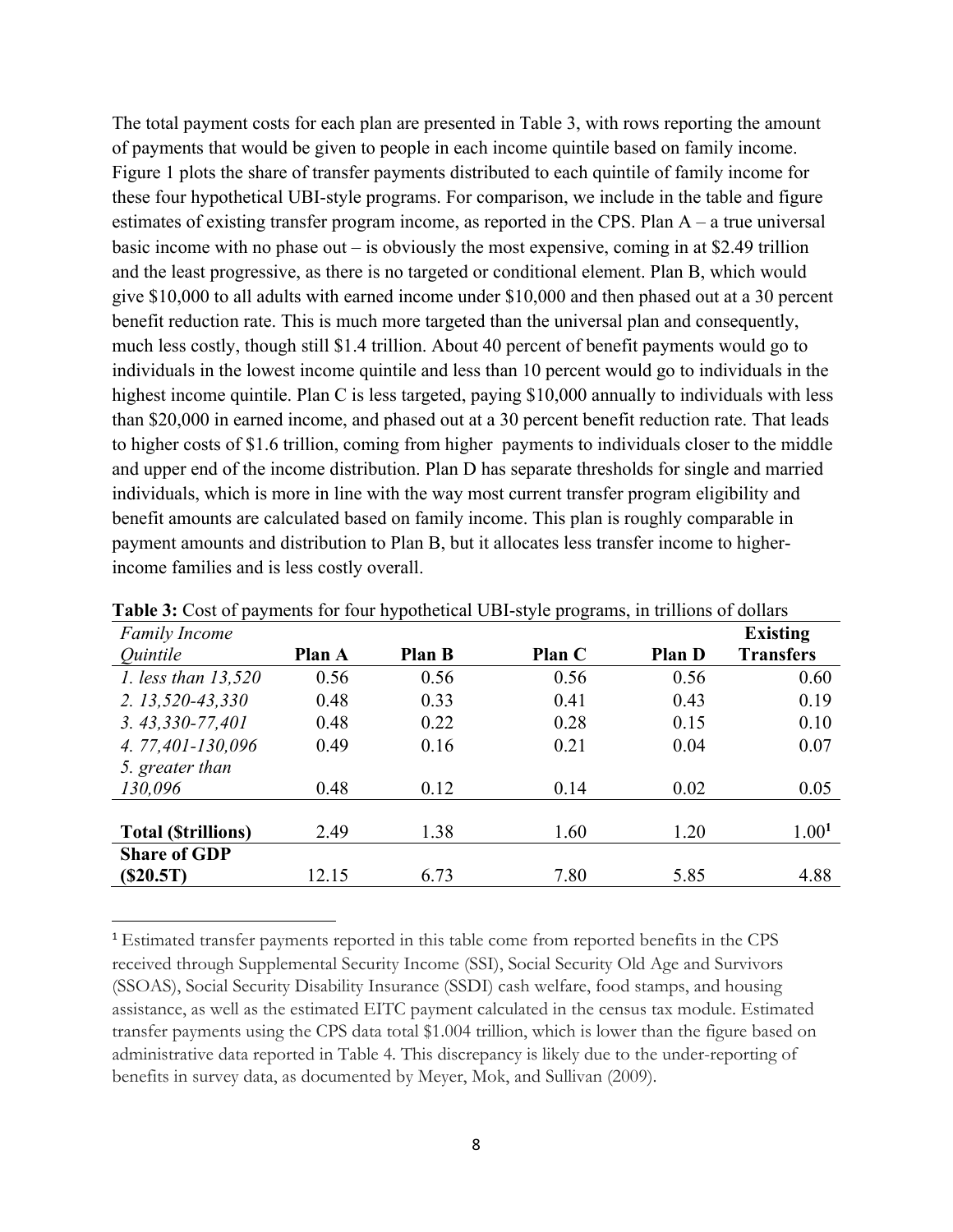The total payment costs for each plan are presented in Table 3, with rows reporting the amount of payments that would be given to people in each income quintile based on family income. Figure 1 plots the share of transfer payments distributed to each quintile of family income for these four hypothetical UBI-style programs. For comparison, we include in the table and figure estimates of existing transfer program income, as reported in the CPS. Plan A – a true universal basic income with no phase out – is obviously the most expensive, coming in at $2.49 trillion and the least progressive, as there is no targeted or conditional element. Plan B, which would give $10,000 to all adults with earned income under $10,000 and then phased out at a 30 percent benefit reduction rate. This is much more targeted than the universal plan and consequently, much less costly, though still $1.4 trillion. About 40 percent of benefit payments would go to individuals in the lowest income quintile and less than 10 percent would go to individuals in the highest income quintile. Plan C is less targeted, paying $10,000 annually to individuals with less than $20,000 in earned income, and phased out at a 30 percent benefit reduction rate. That leads to higher costs of $1.6 trillion, coming from higher payments to individuals closer to the middle and upper end of the income distribution. Plan D has separate thresholds for single and married individuals, which is more in line with the way most current transfer program eligibility and benefit amounts are calculated based on family income. This plan is roughly comparable in payment amounts and distribution to Plan B, but it allocates less transfer income to higher-income families and is less costly overall.

**Table 3:** Cost of payments for four hypothetical UBI-style programs, in trillions of dollars

| *Family Income Quintile* | **Plan A** | **Plan B** | **Plan C** | **Plan D** | **Existing Transfers** |
|---|---|---|---|---|---|
| *1. less than 13,520* | 0.56 | 0.56 | 0.56 | 0.56 | 0.60 |
| *2. 13,520-43,330* | 0.48 | 0.33 | 0.41 | 0.43 | 0.19 |
| *3. 43,330-77,401* | 0.48 | 0.22 | 0.28 | 0.15 | 0.10 |
| *4. 77,401-130,096* | 0.49 | 0.16 | 0.21 | 0.04 | 0.07 |
| *5. greater than 130,096* | 0.48 | 0.12 | 0.14 | 0.02 | 0.05 |
| **Total ($trillions)** | 2.49 | 1.38 | 1.60 | 1.20 | 1.00[1] |
| **Share of GDP ($20.5T)** | 12.15 | 6.73 | 7.80 | 5.85 | 4.88 |

[1] Estimated transfer payments reported in this table come from reported benefits in the CPS received through Supplemental Security Income (SSI), Social Security Old Age and Survivors (SSOAS), Social Security Disability Insurance (SSDI) cash welfare, food stamps, and housing assistance, as well as the estimated EITC payment calculated in the census tax module. Estimated transfer payments using the CPS data total $1.004 trillion, which is lower than the figure based on administrative data reported in Table 4. This discrepancy is likely due to the under-reporting of benefits in survey data, as documented by Meyer, Mok, and Sullivan (2009).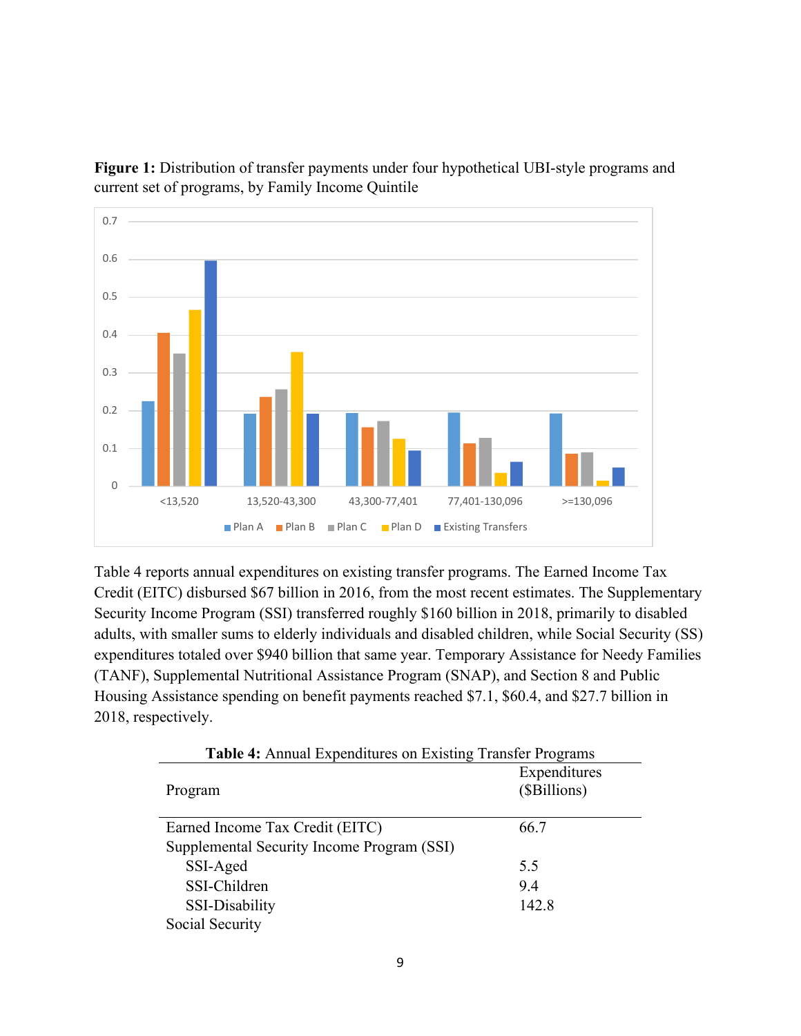**Figure 1:** Distribution of transfer payments under four hypothetical UBI-style programs and current set of programs, by Family Income Quintile

Table 4 reports annual expenditures on existing transfer programs. The Earned Income Tax Credit (EITC) disbursed $67 billion in 2016, from the most recent estimates. The Supplementary Security Income Program (SSI) transferred roughly $160 billion in 2018, primarily to disabled adults, with smaller sums to elderly individuals and disabled children, while Social Security (SS) expenditures totaled over $940 billion that same year. Temporary Assistance for Needy Families (TANF), Supplemental Nutritional Assistance Program (SNAP), and Section 8 and Public Housing Assistance spending on benefit payments reached $7.1, $60.4, and $27.7 billion in 2018, respectively.

**Table 4:** Annual Expenditures on Existing Transfer Programs

| Program | Expenditures ($Billions) |
|---|---|
| Earned Income Tax Credit (EITC) | 66.7 |
| Supplemental Security Income Program (SSI) | |
| SSI-Aged | 5.5 |
| SSI-Children | 9.4 |
| SSI-Disability | 142.8 |
| Social Security | |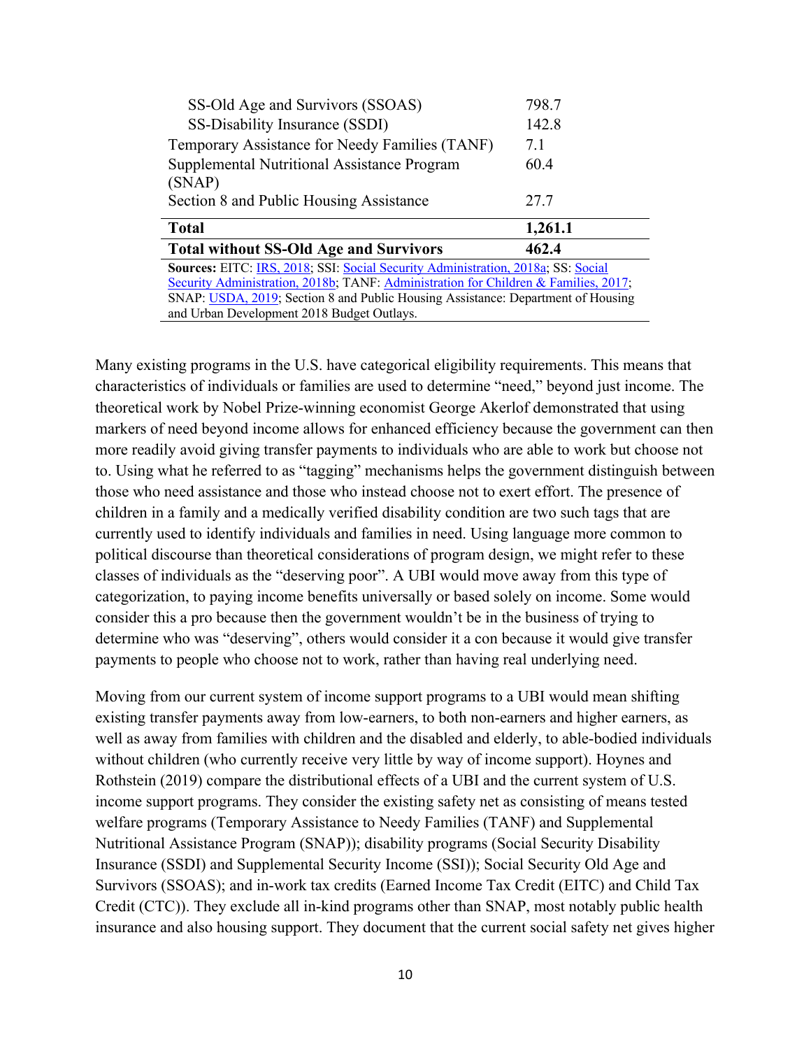| | |
|---|---|
| SS-Old Age and Survivors (SSOAS) | 798.7 |
| SS-Disability Insurance (SSDI) | 142.8 |
| Temporary Assistance for Needy Families (TANF) | 7.1 |
| Supplemental Nutritional Assistance Program (SNAP) | 60.4 |
| Section 8 and Public Housing Assistance | 27.7 |
| **Total** | **1,261.1** |
| **Total without SS-Old Age and Survivors** | **462.4** |

**Sources:** EITC: IRS, 2018; SSI: Social Security Administration, 2018a; SS: Social Security Administration, 2018b; TANF: Administration for Children & Families, 2017; SNAP: USDA, 2019; Section 8 and Public Housing Assistance: Department of Housing and Urban Development 2018 Budget Outlays.

Many existing programs in the U.S. have categorical eligibility requirements. This means that characteristics of individuals or families are used to determine "need," beyond just income. The theoretical work by Nobel Prize-winning economist George Akerlof demonstrated that using markers of need beyond income allows for enhanced efficiency because the government can then more readily avoid giving transfer payments to individuals who are able to work but choose not to. Using what he referred to as "tagging" mechanisms helps the government distinguish between those who need assistance and those who instead choose not to exert effort. The presence of children in a family and a medically verified disability condition are two such tags that are currently used to identify individuals and families in need. Using language more common to political discourse than theoretical considerations of program design, we might refer to these classes of individuals as the "deserving poor". A UBI would move away from this type of categorization, to paying income benefits universally or based solely on income. Some would consider this a pro because then the government wouldn't be in the business of trying to determine who was "deserving", others would consider it a con because it would give transfer payments to people who choose not to work, rather than having real underlying need.

Moving from our current system of income support programs to a UBI would mean shifting existing transfer payments away from low-earners, to both non-earners and higher earners, as well as away from families with children and the disabled and elderly, to able-bodied individuals without children (who currently receive very little by way of income support). Hoynes and Rothstein (2019) compare the distributional effects of a UBI and the current system of U.S. income support programs. They consider the existing safety net as consisting of means tested welfare programs (Temporary Assistance to Needy Families (TANF) and Supplemental Nutritional Assistance Program (SNAP)); disability programs (Social Security Disability Insurance (SSDI) and Supplemental Security Income (SSI)); Social Security Old Age and Survivors (SSOAS); and in-work tax credits (Earned Income Tax Credit (EITC) and Child Tax Credit (CTC)). They exclude all in-kind programs other than SNAP, most notably public health insurance and also housing support. They document that the current social safety net gives higher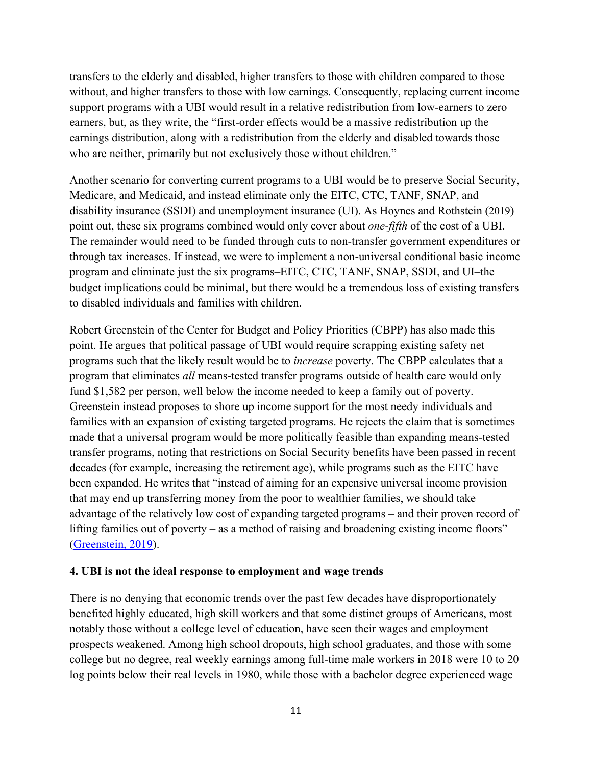transfers to the elderly and disabled, higher transfers to those with children compared to those without, and higher transfers to those with low earnings. Consequently, replacing current income support programs with a UBI would result in a relative redistribution from low-earners to zero earners, but, as they write, the "first-order effects would be a massive redistribution up the earnings distribution, along with a redistribution from the elderly and disabled towards those who are neither, primarily but not exclusively those without children."

Another scenario for converting current programs to a UBI would be to preserve Social Security, Medicare, and Medicaid, and instead eliminate only the EITC, CTC, TANF, SNAP, and disability insurance (SSDI) and unemployment insurance (UI). As Hoynes and Rothstein (2019) point out, these six programs combined would only cover about *one-fifth* of the cost of a UBI. The remainder would need to be funded through cuts to non-transfer government expenditures or through tax increases. If instead, we were to implement a non-universal conditional basic income program and eliminate just the six programs–EITC, CTC, TANF, SNAP, SSDI, and UI–the budget implications could be minimal, but there would be a tremendous loss of existing transfers to disabled individuals and families with children.

Robert Greenstein of the Center for Budget and Policy Priorities (CBPP) has also made this point. He argues that political passage of UBI would require scrapping existing safety net programs such that the likely result would be to *increase* poverty. The CBPP calculates that a program that eliminates *all* means-tested transfer programs outside of health care would only fund $1,582 per person, well below the income needed to keep a family out of poverty. Greenstein instead proposes to shore up income support for the most needy individuals and families with an expansion of existing targeted programs. He rejects the claim that is sometimes made that a universal program would be more politically feasible than expanding means-tested transfer programs, noting that restrictions on Social Security benefits have been passed in recent decades (for example, increasing the retirement age), while programs such as the EITC have been expanded. He writes that "instead of aiming for an expensive universal income provision that may end up transferring money from the poor to wealthier families, we should take advantage of the relatively low cost of expanding targeted programs – and their proven record of lifting families out of poverty – as a method of raising and broadening existing income floors" (Greenstein, 2019).

**4. UBI is not the ideal response to employment and wage trends**

There is no denying that economic trends over the past few decades have disproportionately benefited highly educated, high skill workers and that some distinct groups of Americans, most notably those without a college level of education, have seen their wages and employment prospects weakened. Among high school dropouts, high school graduates, and those with some college but no degree, real weekly earnings among full-time male workers in 2018 were 10 to 20 log points below their real levels in 1980, while those with a bachelor degree experienced wage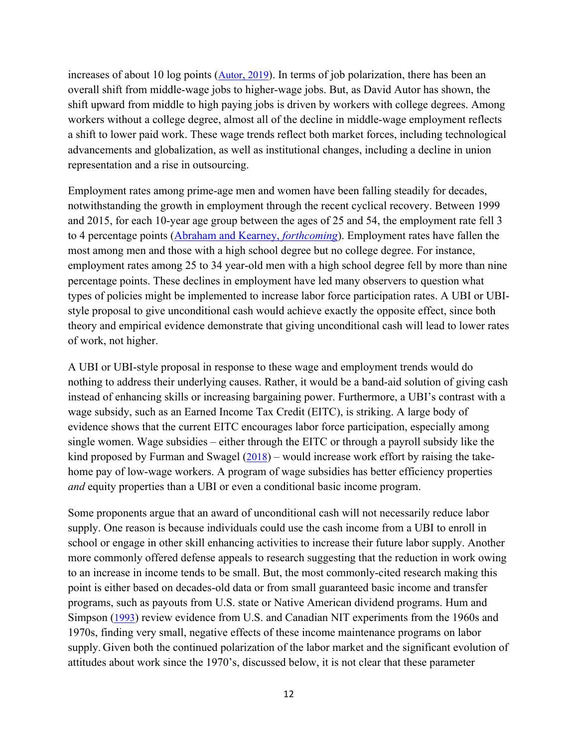increases of about 10 log points (Autor, 2019). In terms of job polarization, there has been an overall shift from middle-wage jobs to higher-wage jobs. But, as David Autor has shown, the shift upward from middle to high paying jobs is driven by workers with college degrees. Among workers without a college degree, almost all of the decline in middle-wage employment reflects a shift to lower paid work. These wage trends reflect both market forces, including technological advancements and globalization, as well as institutional changes, including a decline in union representation and a rise in outsourcing.

Employment rates among prime-age men and women have been falling steadily for decades, notwithstanding the growth in employment through the recent cyclical recovery. Between 1999 and 2015, for each 10-year age group between the ages of 25 and 54, the employment rate fell 3 to 4 percentage points (Abraham and Kearney, *forthcoming*). Employment rates have fallen the most among men and those with a high school degree but no college degree. For instance, employment rates among 25 to 34 year-old men with a high school degree fell by more than nine percentage points. These declines in employment have led many observers to question what types of policies might be implemented to increase labor force participation rates. A UBI or UBI-style proposal to give unconditional cash would achieve exactly the opposite effect, since both theory and empirical evidence demonstrate that giving unconditional cash will lead to lower rates of work, not higher.

A UBI or UBI-style proposal in response to these wage and employment trends would do nothing to address their underlying causes. Rather, it would be a band-aid solution of giving cash instead of enhancing skills or increasing bargaining power. Furthermore, a UBI's contrast with a wage subsidy, such as an Earned Income Tax Credit (EITC), is striking. A large body of evidence shows that the current EITC encourages labor force participation, especially among single women. Wage subsidies – either through the EITC or through a payroll subsidy like the kind proposed by Furman and Swagel (2018) – would increase work effort by raising the take-home pay of low-wage workers. A program of wage subsidies has better efficiency properties *and* equity properties than a UBI or even a conditional basic income program.

Some proponents argue that an award of unconditional cash will not necessarily reduce labor supply. One reason is because individuals could use the cash income from a UBI to enroll in school or engage in other skill enhancing activities to increase their future labor supply. Another more commonly offered defense appeals to research suggesting that the reduction in work owing to an increase in income tends to be small. But, the most commonly-cited research making this point is either based on decades-old data or from small guaranteed basic income and transfer programs, such as payouts from U.S. state or Native American dividend programs. Hum and Simpson (1993) review evidence from U.S. and Canadian NIT experiments from the 1960s and 1970s, finding very small, negative effects of these income maintenance programs on labor supply. Given both the continued polarization of the labor market and the significant evolution of attitudes about work since the 1970's, discussed below, it is not clear that these parameter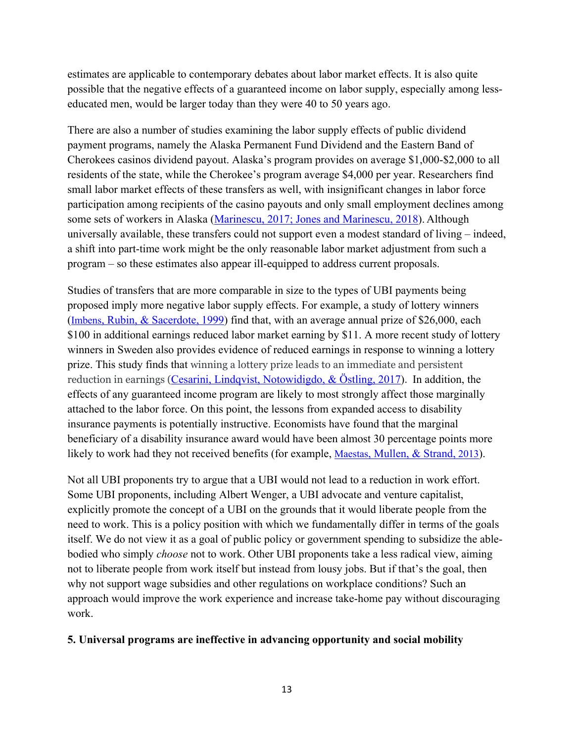estimates are applicable to contemporary debates about labor market effects. It is also quite possible that the negative effects of a guaranteed income on labor supply, especially among less-educated men, would be larger today than they were 40 to 50 years ago.

There are also a number of studies examining the labor supply effects of public dividend payment programs, namely the Alaska Permanent Fund Dividend and the Eastern Band of Cherokees casinos dividend payout. Alaska's program provides on average $1,000-$2,000 to all residents of the state, while the Cherokee's program average $4,000 per year. Researchers find small labor market effects of these transfers as well, with insignificant changes in labor force participation among recipients of the casino payouts and only small employment declines among some sets of workers in Alaska (Marinescu, 2017; Jones and Marinescu, 2018). Although universally available, these transfers could not support even a modest standard of living – indeed, a shift into part-time work might be the only reasonable labor market adjustment from such a program – so these estimates also appear ill-equipped to address current proposals.

Studies of transfers that are more comparable in size to the types of UBI payments being proposed imply more negative labor supply effects. For example, a study of lottery winners (Imbens, Rubin, & Sacerdote, 1999) find that, with an average annual prize of $26,000, each $100 in additional earnings reduced labor market earning by $11. A more recent study of lottery winners in Sweden also provides evidence of reduced earnings in response to winning a lottery prize. This study finds that winning a lottery prize leads to an immediate and persistent reduction in earnings (Cesarini, Lindqvist, Notowidigdo, & Östling, 2017). In addition, the effects of any guaranteed income program are likely to most strongly affect those marginally attached to the labor force. On this point, the lessons from expanded access to disability insurance payments is potentially instructive. Economists have found that the marginal beneficiary of a disability insurance award would have been almost 30 percentage points more likely to work had they not received benefits (for example, Maestas, Mullen, & Strand, 2013).

Not all UBI proponents try to argue that a UBI would not lead to a reduction in work effort. Some UBI proponents, including Albert Wenger, a UBI advocate and venture capitalist, explicitly promote the concept of a UBI on the grounds that it would liberate people from the need to work. This is a policy position with which we fundamentally differ in terms of the goals itself. We do not view it as a goal of public policy or government spending to subsidize the able-bodied who simply *choose* not to work. Other UBI proponents take a less radical view, aiming not to liberate people from work itself but instead from lousy jobs. But if that's the goal, then why not support wage subsidies and other regulations on workplace conditions? Such an approach would improve the work experience and increase take-home pay without discouraging work.

**5. Universal programs are ineffective in advancing opportunity and social mobility**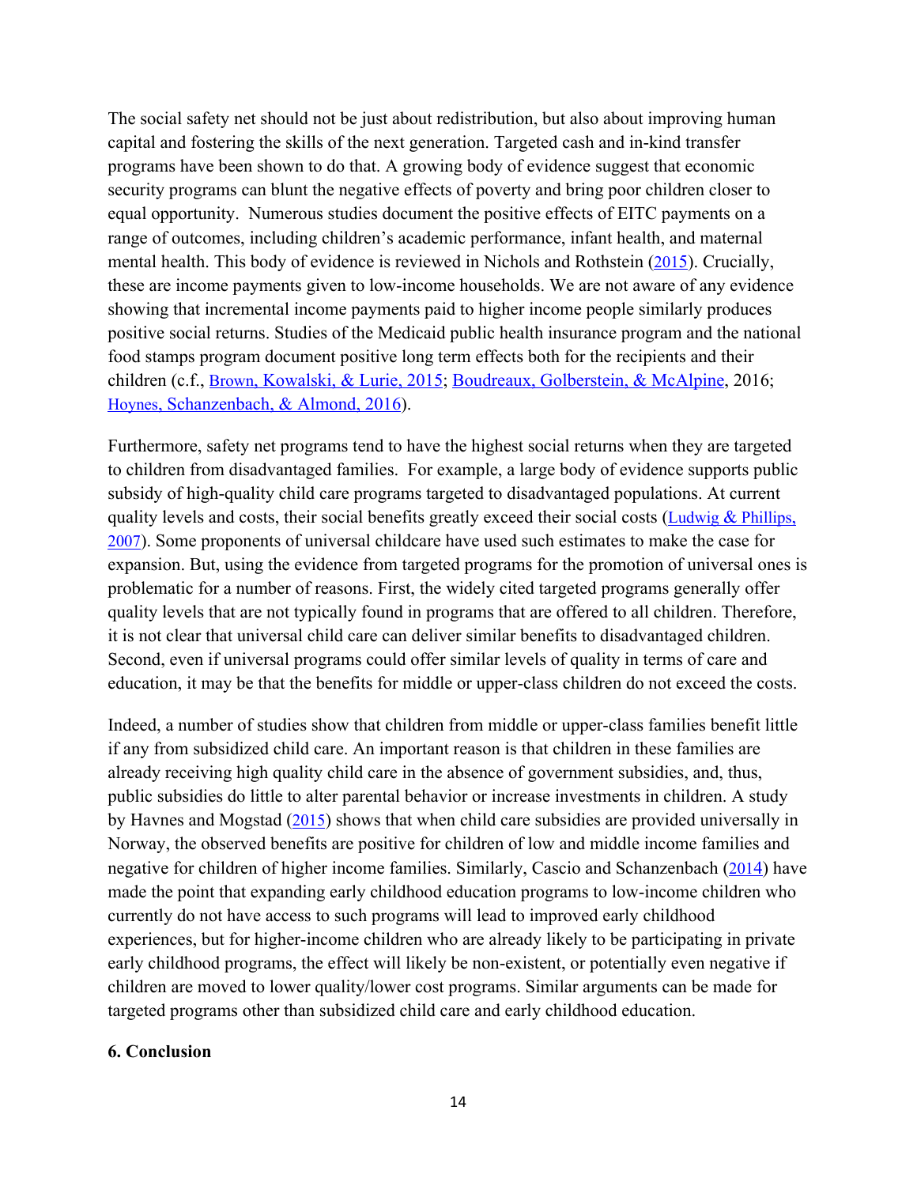The social safety net should not be just about redistribution, but also about improving human capital and fostering the skills of the next generation. Targeted cash and in-kind transfer programs have been shown to do that. A growing body of evidence suggest that economic security programs can blunt the negative effects of poverty and bring poor children closer to equal opportunity. Numerous studies document the positive effects of EITC payments on a range of outcomes, including children's academic performance, infant health, and maternal mental health. This body of evidence is reviewed in Nichols and Rothstein (2015). Crucially, these are income payments given to low-income households. We are not aware of any evidence showing that incremental income payments paid to higher income people similarly produces positive social returns. Studies of the Medicaid public health insurance program and the national food stamps program document positive long term effects both for the recipients and their children (c.f., Brown, Kowalski, & Lurie, 2015; Boudreaux, Golberstein, & McAlpine, 2016; Hoynes, Schanzenbach, & Almond, 2016).

Furthermore, safety net programs tend to have the highest social returns when they are targeted to children from disadvantaged families. For example, a large body of evidence supports public subsidy of high-quality child care programs targeted to disadvantaged populations. At current quality levels and costs, their social benefits greatly exceed their social costs (Ludwig & Phillips, 2007). Some proponents of universal childcare have used such estimates to make the case for expansion. But, using the evidence from targeted programs for the promotion of universal ones is problematic for a number of reasons. First, the widely cited targeted programs generally offer quality levels that are not typically found in programs that are offered to all children. Therefore, it is not clear that universal child care can deliver similar benefits to disadvantaged children. Second, even if universal programs could offer similar levels of quality in terms of care and education, it may be that the benefits for middle or upper-class children do not exceed the costs.

Indeed, a number of studies show that children from middle or upper-class families benefit little if any from subsidized child care. An important reason is that children in these families are already receiving high quality child care in the absence of government subsidies, and, thus, public subsidies do little to alter parental behavior or increase investments in children. A study by Havnes and Mogstad (2015) shows that when child care subsidies are provided universally in Norway, the observed benefits are positive for children of low and middle income families and negative for children of higher income families. Similarly, Cascio and Schanzenbach (2014) have made the point that expanding early childhood education programs to low-income children who currently do not have access to such programs will lead to improved early childhood experiences, but for higher-income children who are already likely to be participating in private early childhood programs, the effect will likely be non-existent, or potentially even negative if children are moved to lower quality/lower cost programs. Similar arguments can be made for targeted programs other than subsidized child care and early childhood education.

## 6. Conclusion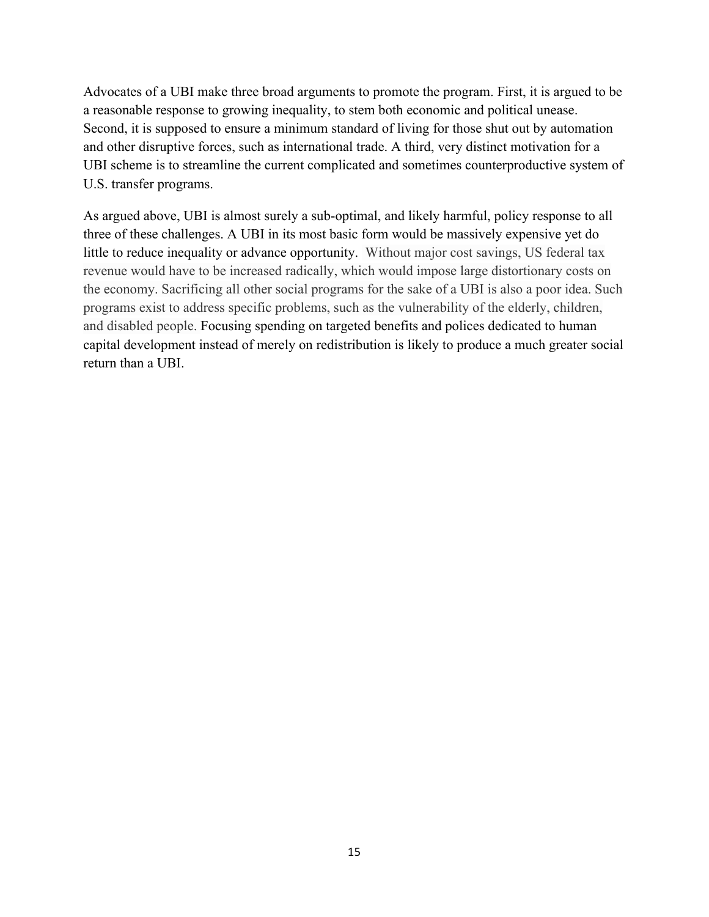Advocates of a UBI make three broad arguments to promote the program. First, it is argued to be a reasonable response to growing inequality, to stem both economic and political unease. Second, it is supposed to ensure a minimum standard of living for those shut out by automation and other disruptive forces, such as international trade. A third, very distinct motivation for a UBI scheme is to streamline the current complicated and sometimes counterproductive system of U.S. transfer programs.

As argued above, UBI is almost surely a sub-optimal, and likely harmful, policy response to all three of these challenges. A UBI in its most basic form would be massively expensive yet do little to reduce inequality or advance opportunity. Without major cost savings, US federal tax revenue would have to be increased radically, which would impose large distortionary costs on the economy. Sacrificing all other social programs for the sake of a UBI is also a poor idea. Such programs exist to address specific problems, such as the vulnerability of the elderly, children, and disabled people. Focusing spending on targeted benefits and polices dedicated to human capital development instead of merely on redistribution is likely to produce a much greater social return than a UBI.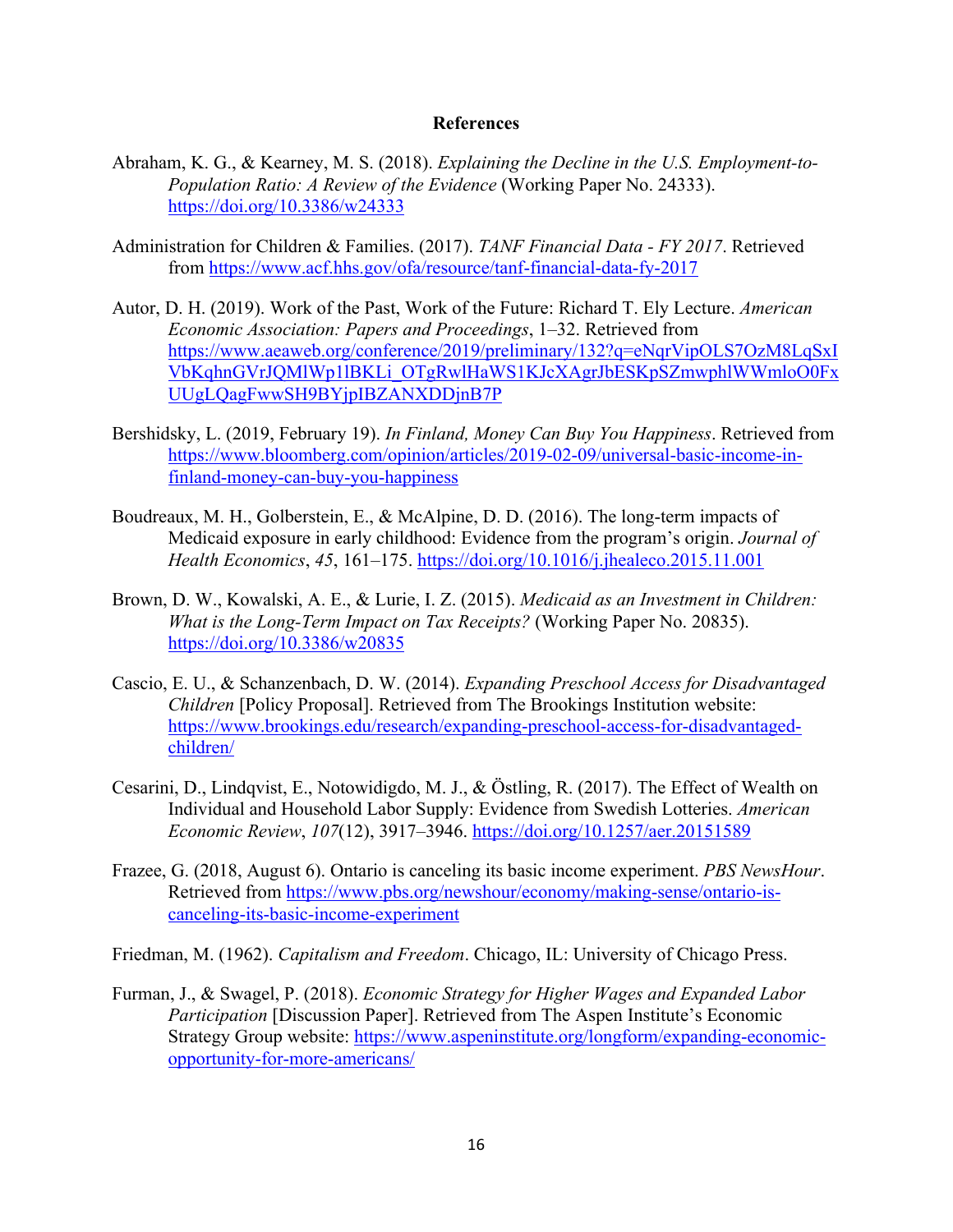# References

Abraham, K. G., & Kearney, M. S. (2018). *Explaining the Decline in the U.S. Employment-to-Population Ratio: A Review of the Evidence* (Working Paper No. 24333). https://doi.org/10.3386/w24333

Administration for Children & Families. (2017). *TANF Financial Data - FY 2017*. Retrieved from https://www.acf.hhs.gov/ofa/resource/tanf-financial-data-fy-2017

Autor, D. H. (2019). Work of the Past, Work of the Future: Richard T. Ely Lecture. *American Economic Association: Papers and Proceedings*, 1–32. Retrieved from https://www.aeaweb.org/conference/2019/preliminary/132?q=eNqrVipOLS7OzM8LqSxIVbKqhnGVrJQMlWp1lBKLi_OTgRwlHaWS1KJcXAgrJbESKpSZmwphlWWmloO0FxUUgLQagFwwSH9BYjpIBZANXDDjnB7P

Bershidsky, L. (2019, February 19). *In Finland, Money Can Buy You Happiness*. Retrieved from https://www.bloomberg.com/opinion/articles/2019-02-09/universal-basic-income-in-finland-money-can-buy-you-happiness

Boudreaux, M. H., Golberstein, E., & McAlpine, D. D. (2016). The long-term impacts of Medicaid exposure in early childhood: Evidence from the program's origin. *Journal of Health Economics*, *45*, 161–175. https://doi.org/10.1016/j.jhealeco.2015.11.001

Brown, D. W., Kowalski, A. E., & Lurie, I. Z. (2015). *Medicaid as an Investment in Children: What is the Long-Term Impact on Tax Receipts?* (Working Paper No. 20835). https://doi.org/10.3386/w20835

Cascio, E. U., & Schanzenbach, D. W. (2014). *Expanding Preschool Access for Disadvantaged Children* [Policy Proposal]. Retrieved from The Brookings Institution website: https://www.brookings.edu/research/expanding-preschool-access-for-disadvantaged-children/

Cesarini, D., Lindqvist, E., Notowidigdo, M. J., & Östling, R. (2017). The Effect of Wealth on Individual and Household Labor Supply: Evidence from Swedish Lotteries. *American Economic Review*, *107*(12), 3917–3946. https://doi.org/10.1257/aer.20151589

Frazee, G. (2018, August 6). Ontario is canceling its basic income experiment. *PBS NewsHour*. Retrieved from https://www.pbs.org/newshour/economy/making-sense/ontario-is-canceling-its-basic-income-experiment

Friedman, M. (1962). *Capitalism and Freedom*. Chicago, IL: University of Chicago Press.

Furman, J., & Swagel, P. (2018). *Economic Strategy for Higher Wages and Expanded Labor Participation* [Discussion Paper]. Retrieved from The Aspen Institute's Economic Strategy Group website: https://www.aspeninstitute.org/longform/expanding-economic-opportunity-for-more-americans/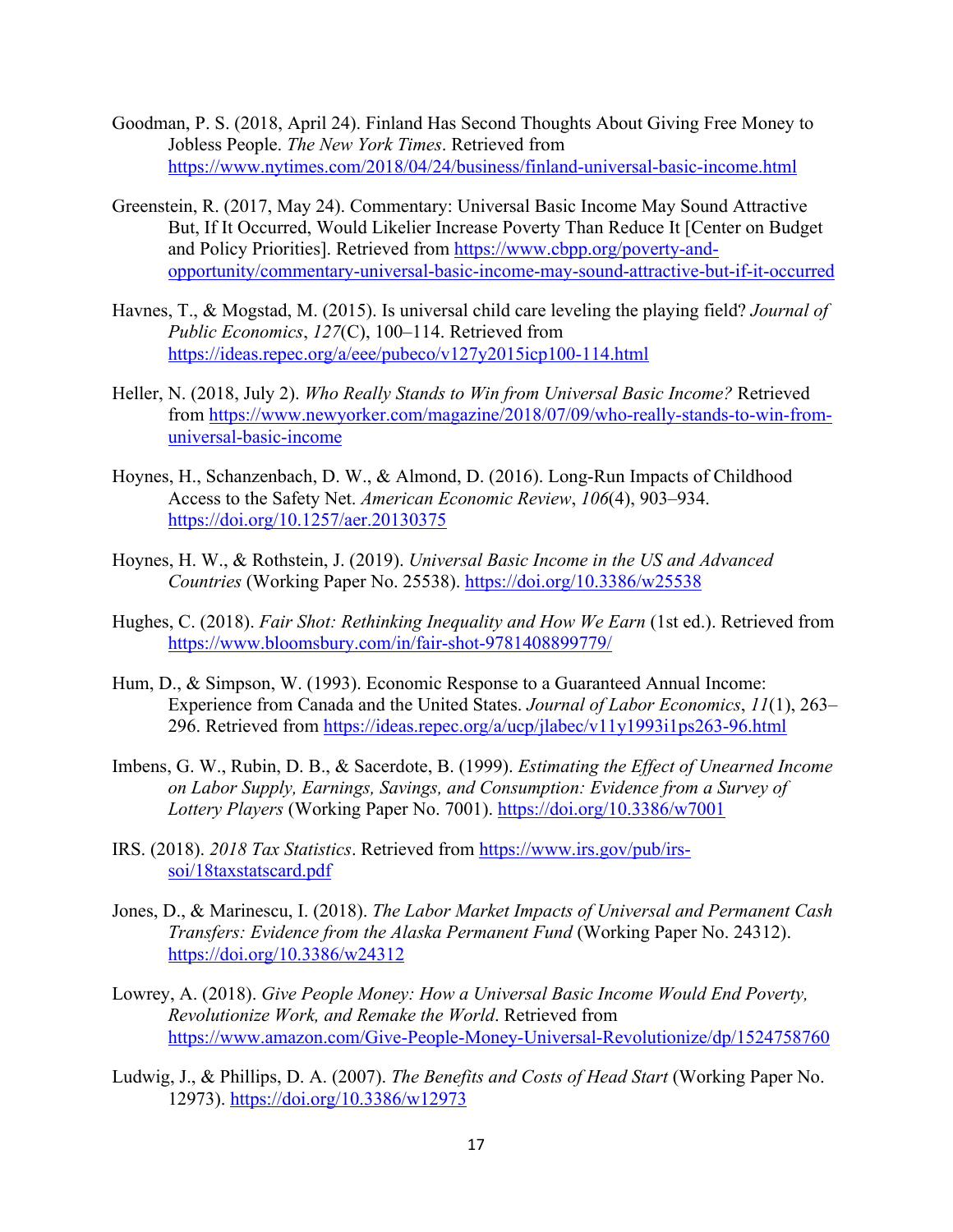Goodman, P. S. (2018, April 24). Finland Has Second Thoughts About Giving Free Money to Jobless People. *The New York Times*. Retrieved from https://www.nytimes.com/2018/04/24/business/finland-universal-basic-income.html

Greenstein, R. (2017, May 24). Commentary: Universal Basic Income May Sound Attractive But, If It Occurred, Would Likelier Increase Poverty Than Reduce It [Center on Budget and Policy Priorities]. Retrieved from https://www.cbpp.org/poverty-and-opportunity/commentary-universal-basic-income-may-sound-attractive-but-if-it-occurred

Havnes, T., & Mogstad, M. (2015). Is universal child care leveling the playing field? *Journal of Public Economics*, *127*(C), 100–114. Retrieved from https://ideas.repec.org/a/eee/pubeco/v127y2015icp100-114.html

Heller, N. (2018, July 2). *Who Really Stands to Win from Universal Basic Income?* Retrieved from https://www.newyorker.com/magazine/2018/07/09/who-really-stands-to-win-from-universal-basic-income

Hoynes, H., Schanzenbach, D. W., & Almond, D. (2016). Long-Run Impacts of Childhood Access to the Safety Net. *American Economic Review*, *106*(4), 903–934. https://doi.org/10.1257/aer.20130375

Hoynes, H. W., & Rothstein, J. (2019). *Universal Basic Income in the US and Advanced Countries* (Working Paper No. 25538). https://doi.org/10.3386/w25538

Hughes, C. (2018). *Fair Shot: Rethinking Inequality and How We Earn* (1st ed.). Retrieved from https://www.bloomsbury.com/in/fair-shot-9781408899779/

Hum, D., & Simpson, W. (1993). Economic Response to a Guaranteed Annual Income: Experience from Canada and the United States. *Journal of Labor Economics*, *11*(1), 263–296. Retrieved from https://ideas.repec.org/a/ucp/jlabec/v11y1993i1ps263-96.html

Imbens, G. W., Rubin, D. B., & Sacerdote, B. (1999). *Estimating the Effect of Unearned Income on Labor Supply, Earnings, Savings, and Consumption: Evidence from a Survey of Lottery Players* (Working Paper No. 7001). https://doi.org/10.3386/w7001

IRS. (2018). *2018 Tax Statistics*. Retrieved from https://www.irs.gov/pub/irs-soi/18taxstatscard.pdf

Jones, D., & Marinescu, I. (2018). *The Labor Market Impacts of Universal and Permanent Cash Transfers: Evidence from the Alaska Permanent Fund* (Working Paper No. 24312). https://doi.org/10.3386/w24312

Lowrey, A. (2018). *Give People Money: How a Universal Basic Income Would End Poverty, Revolutionize Work, and Remake the World*. Retrieved from https://www.amazon.com/Give-People-Money-Universal-Revolutionize/dp/1524758760

Ludwig, J., & Phillips, D. A. (2007). *The Benefits and Costs of Head Start* (Working Paper No. 12973). https://doi.org/10.3386/w12973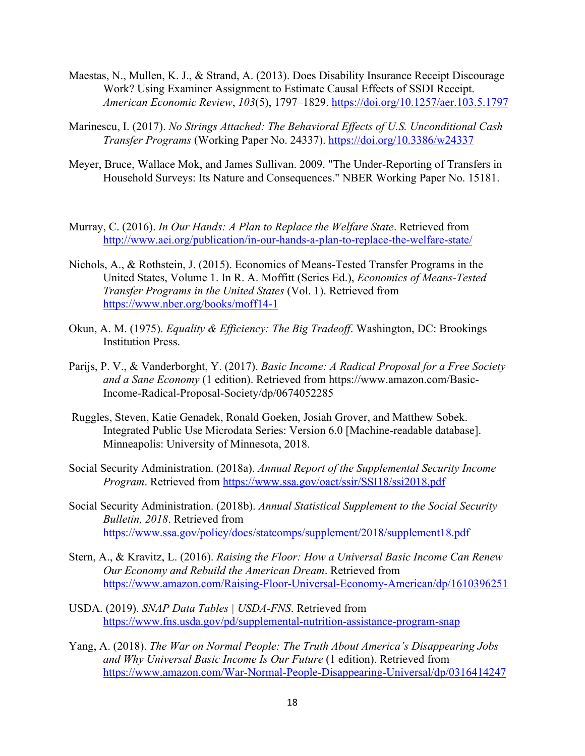Maestas, N., Mullen, K. J., & Strand, A. (2013). Does Disability Insurance Receipt Discourage Work? Using Examiner Assignment to Estimate Causal Effects of SSDI Receipt. *American Economic Review*, *103*(5), 1797–1829. https://doi.org/10.1257/aer.103.5.1797

Marinescu, I. (2017). *No Strings Attached: The Behavioral Effects of U.S. Unconditional Cash Transfer Programs* (Working Paper No. 24337). https://doi.org/10.3386/w24337

Meyer, Bruce, Wallace Mok, and James Sullivan. 2009. "The Under-Reporting of Transfers in Household Surveys: Its Nature and Consequences." NBER Working Paper No. 15181.

Murray, C. (2016). *In Our Hands: A Plan to Replace the Welfare State*. Retrieved from http://www.aei.org/publication/in-our-hands-a-plan-to-replace-the-welfare-state/

Nichols, A., & Rothstein, J. (2015). Economics of Means-Tested Transfer Programs in the United States, Volume 1. In R. A. Moffitt (Series Ed.), *Economics of Means-Tested Transfer Programs in the United States* (Vol. 1). Retrieved from https://www.nber.org/books/moff14-1

Okun, A. M. (1975). *Equality & Efficiency: The Big Tradeoff*. Washington, DC: Brookings Institution Press.

Parijs, P. V., & Vanderborght, Y. (2017). *Basic Income: A Radical Proposal for a Free Society and a Sane Economy* (1 edition). Retrieved from https://www.amazon.com/Basic-Income-Radical-Proposal-Society/dp/0674052285

Ruggles, Steven, Katie Genadek, Ronald Goeken, Josiah Grover, and Matthew Sobek. Integrated Public Use Microdata Series: Version 6.0 [Machine-readable database]. Minneapolis: University of Minnesota, 2018.

Social Security Administration. (2018a). *Annual Report of the Supplemental Security Income Program*. Retrieved from https://www.ssa.gov/oact/ssir/SSI18/ssi2018.pdf

Social Security Administration. (2018b). *Annual Statistical Supplement to the Social Security Bulletin, 2018*. Retrieved from https://www.ssa.gov/policy/docs/statcomps/supplement/2018/supplement18.pdf

Stern, A., & Kravitz, L. (2016). *Raising the Floor: How a Universal Basic Income Can Renew Our Economy and Rebuild the American Dream*. Retrieved from https://www.amazon.com/Raising-Floor-Universal-Economy-American/dp/1610396251

USDA. (2019). *SNAP Data Tables | USDA-FNS*. Retrieved from https://www.fns.usda.gov/pd/supplemental-nutrition-assistance-program-snap

Yang, A. (2018). *The War on Normal People: The Truth About America's Disappearing Jobs and Why Universal Basic Income Is Our Future* (1 edition). Retrieved from https://www.amazon.com/War-Normal-People-Disappearing-Universal/dp/0316414247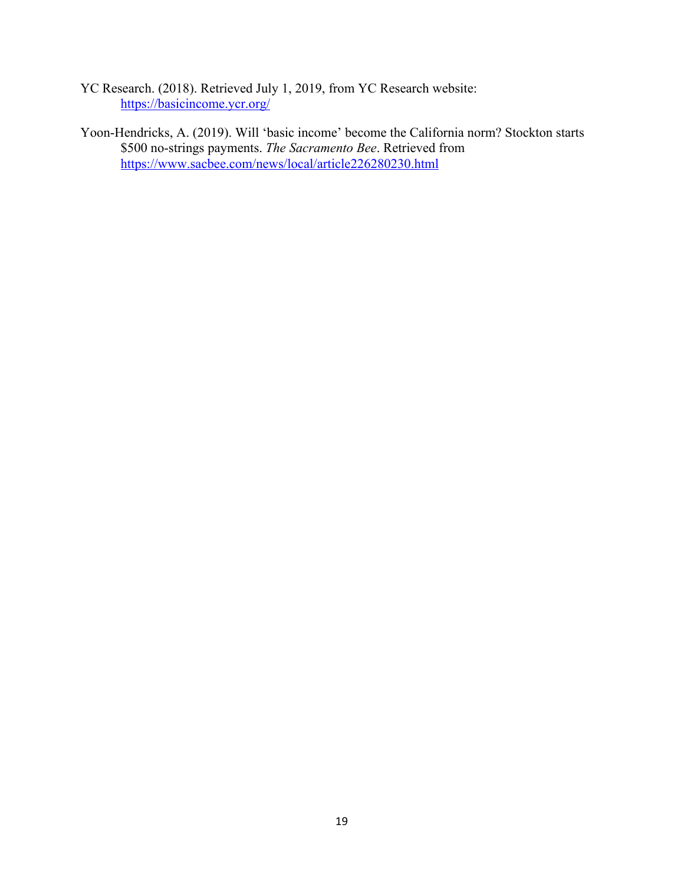YC Research. (2018). Retrieved July 1, 2019, from YC Research website: https://basicincome.ycr.org/

Yoon-Hendricks, A. (2019). Will 'basic income' become the California norm? Stockton starts $500 no-strings payments. *The Sacramento Bee*. Retrieved from https://www.sacbee.com/news/local/article226280230.html